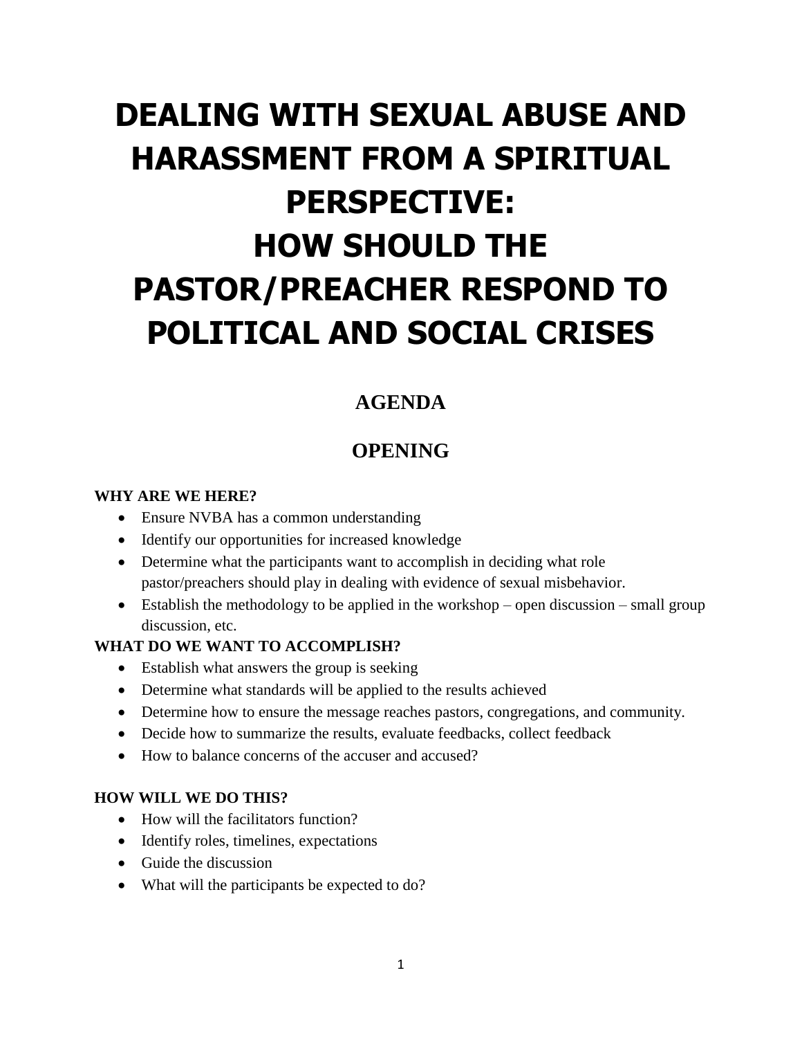# DEALING WITH SEXUAL ABUSE AND HARASSMENT FROM A SPIRITUAL PERSPECTIVE:
# HOW SHOULD THE PASTOR/PREACHER RESPOND TO POLITICAL AND SOCIAL CRISES

## AGENDA

## OPENING

**WHY ARE WE HERE?**

- Ensure NVBA has a common understanding
- Identify our opportunities for increased knowledge
- Determine what the participants want to accomplish in deciding what role pastor/preachers should play in dealing with evidence of sexual misbehavior.
- Establish the methodology to be applied in the workshop – open discussion – small group discussion, etc.

**WHAT DO WE WANT TO ACCOMPLISH?**

- Establish what answers the group is seeking
- Determine what standards will be applied to the results achieved
- Determine how to ensure the message reaches pastors, congregations, and community.
- Decide how to summarize the results, evaluate feedbacks, collect feedback
- How to balance concerns of the accuser and accused?

**HOW WILL WE DO THIS?**

- How will the facilitators function?
- Identify roles, timelines, expectations
- Guide the discussion
- What will the participants be expected to do?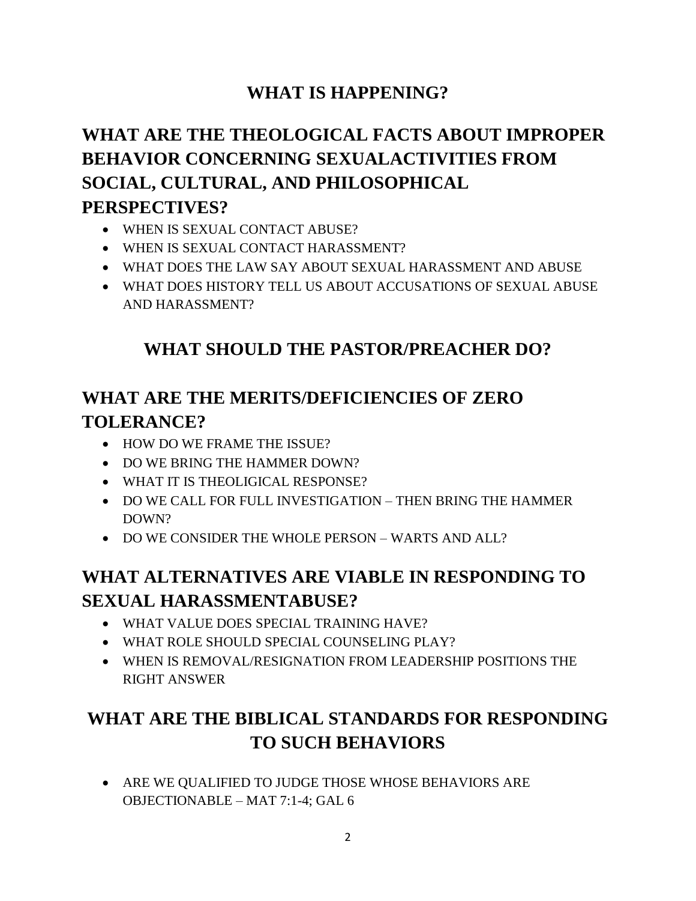## WHAT IS HAPPENING?

## WHAT ARE THE THEOLOGICAL FACTS ABOUT IMPROPER BEHAVIOR CONCERNING SEXUALACTIVITIES FROM SOCIAL, CULTURAL, AND PHILOSOPHICAL PERSPECTIVES?

- WHEN IS SEXUAL CONTACT ABUSE?
- WHEN IS SEXUAL CONTACT HARASSMENT?
- WHAT DOES THE LAW SAY ABOUT SEXUAL HARASSMENT AND ABUSE
- WHAT DOES HISTORY TELL US ABOUT ACCUSATIONS OF SEXUAL ABUSE AND HARASSMENT?

## WHAT SHOULD THE PASTOR/PREACHER DO?

## WHAT ARE THE MERITS/DEFICIENCIES OF ZERO TOLERANCE?

- HOW DO WE FRAME THE ISSUE?
- DO WE BRING THE HAMMER DOWN?
- WHAT IT IS THEOLIGICAL RESPONSE?
- DO WE CALL FOR FULL INVESTIGATION – THEN BRING THE HAMMER DOWN?
- DO WE CONSIDER THE WHOLE PERSON – WARTS AND ALL?

## WHAT ALTERNATIVES ARE VIABLE IN RESPONDING TO SEXUAL HARASSMENTABUSE?

- WHAT VALUE DOES SPECIAL TRAINING HAVE?
- WHAT ROLE SHOULD SPECIAL COUNSELING PLAY?
- WHEN IS REMOVAL/RESIGNATION FROM LEADERSHIP POSITIONS THE RIGHT ANSWER

## WHAT ARE THE BIBLICAL STANDARDS FOR RESPONDING TO SUCH BEHAVIORS

- ARE WE QUALIFIED TO JUDGE THOSE WHOSE BEHAVIORS ARE OBJECTIONABLE – MAT 7:1-4; GAL 6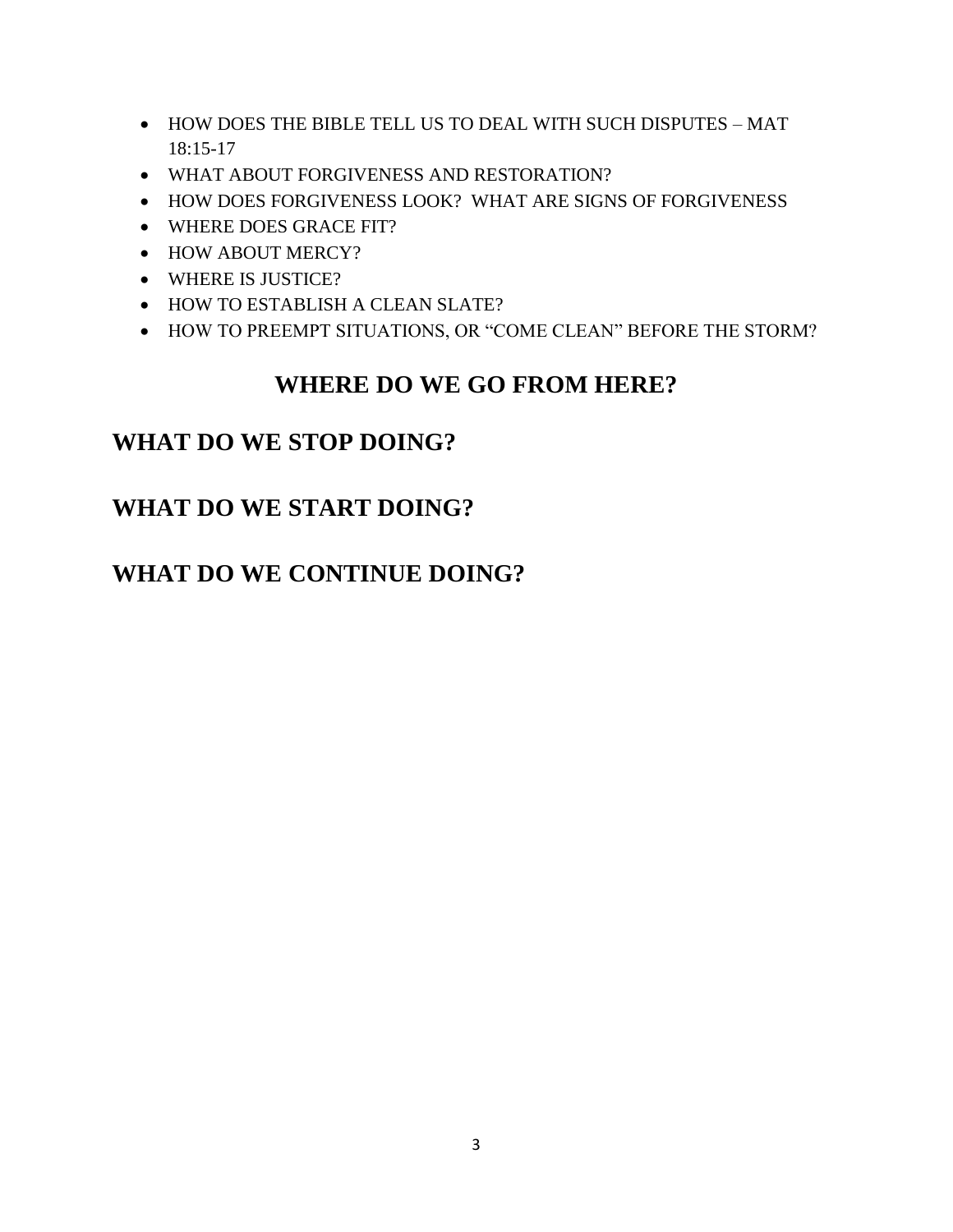- HOW DOES THE BIBLE TELL US TO DEAL WITH SUCH DISPUTES – MAT 18:15-17
- WHAT ABOUT FORGIVENESS AND RESTORATION?
- HOW DOES FORGIVENESS LOOK? WHAT ARE SIGNS OF FORGIVENESS
- WHERE DOES GRACE FIT?
- HOW ABOUT MERCY?
- WHERE IS JUSTICE?
- HOW TO ESTABLISH A CLEAN SLATE?
- HOW TO PREEMPT SITUATIONS, OR "COME CLEAN" BEFORE THE STORM?

# WHERE DO WE GO FROM HERE?

## WHAT DO WE STOP DOING?

## WHAT DO WE START DOING?

## WHAT DO WE CONTINUE DOING?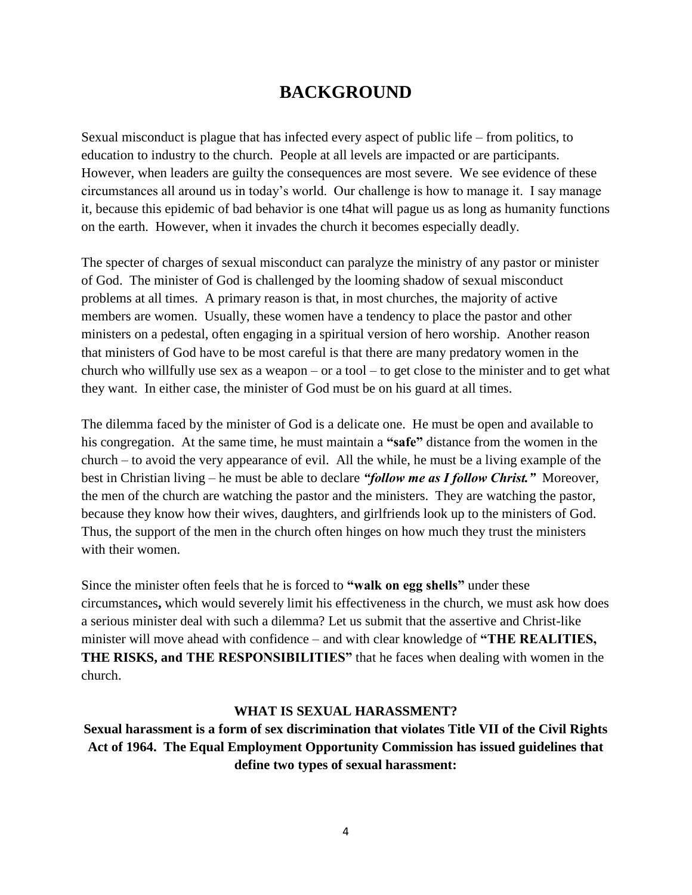# BACKGROUND

Sexual misconduct is plague that has infected every aspect of public life – from politics, to education to industry to the church. People at all levels are impacted or are participants. However, when leaders are guilty the consequences are most severe. We see evidence of these circumstances all around us in today's world. Our challenge is how to manage it. I say manage it, because this epidemic of bad behavior is one t4hat will pague us as long as humanity functions on the earth. However, when it invades the church it becomes especially deadly.

The specter of charges of sexual misconduct can paralyze the ministry of any pastor or minister of God. The minister of God is challenged by the looming shadow of sexual misconduct problems at all times. A primary reason is that, in most churches, the majority of active members are women. Usually, these women have a tendency to place the pastor and other ministers on a pedestal, often engaging in a spiritual version of hero worship. Another reason that ministers of God have to be most careful is that there are many predatory women in the church who willfully use sex as a weapon – or a tool – to get close to the minister and to get what they want. In either case, the minister of God must be on his guard at all times.

The dilemma faced by the minister of God is a delicate one. He must be open and available to his congregation. At the same time, he must maintain a **"safe"** distance from the women in the church – to avoid the very appearance of evil. All the while, he must be a living example of the best in Christian living – he must be able to declare ***"follow me as I follow Christ."*** Moreover, the men of the church are watching the pastor and the ministers. They are watching the pastor, because they know how their wives, daughters, and girlfriends look up to the ministers of God. Thus, the support of the men in the church often hinges on how much they trust the ministers with their women.

Since the minister often feels that he is forced to **"walk on egg shells"** under these circumstances**,** which would severely limit his effectiveness in the church, we must ask how does a serious minister deal with such a dilemma? Let us submit that the assertive and Christ-like minister will move ahead with confidence – and with clear knowledge of **"THE REALITIES, THE RISKS, and THE RESPONSIBILITIES"** that he faces when dealing with women in the church.

**WHAT IS SEXUAL HARASSMENT?**

**Sexual harassment is a form of sex discrimination that violates Title VII of the Civil Rights Act of 1964. The Equal Employment Opportunity Commission has issued guidelines that define two types of sexual harassment:**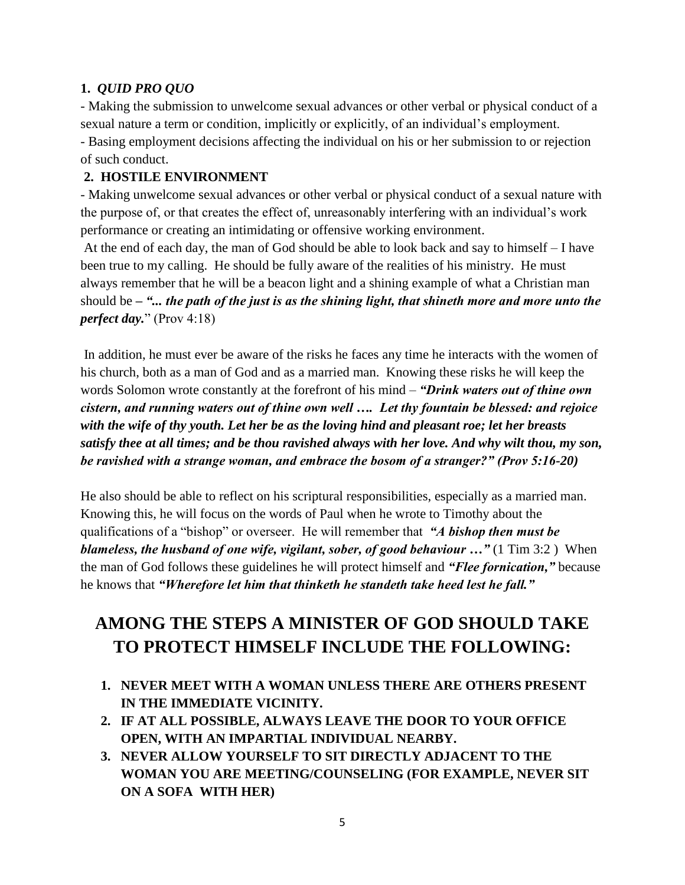**1.** ***QUID PRO QUO***

- Making the submission to unwelcome sexual advances or other verbal or physical conduct of a sexual nature a term or condition, implicitly or explicitly, of an individual's employment.
- Basing employment decisions affecting the individual on his or her submission to or rejection of such conduct.

**2. HOSTILE ENVIRONMENT**

- Making unwelcome sexual advances or other verbal or physical conduct of a sexual nature with the purpose of, or that creates the effect of, unreasonably interfering with an individual's work performance or creating an intimidating or offensive working environment.

At the end of each day, the man of God should be able to look back and say to himself – I have been true to my calling. He should be fully aware of the realities of his ministry. He must always remember that he will be a beacon light and a shining example of what a Christian man should be **–** ***"... the path of the just is as the shining light, that shineth more and more unto the perfect day.*** " (Prov 4:18)

In addition, he must ever be aware of the risks he faces any time he interacts with the women of his church, both as a man of God and as a married man. Knowing these risks he will keep the words Solomon wrote constantly at the forefront of his mind – ***"Drink waters out of thine own cistern, and running waters out of thine own well …. Let thy fountain be blessed: and rejoice with the wife of thy youth. Let her be as the loving hind and pleasant roe; let her breasts satisfy thee at all times; and be thou ravished always with her love. And why wilt thou, my son, be ravished with a strange woman, and embrace the bosom of a stranger?" (Prov 5:16-20)***

He also should be able to reflect on his scriptural responsibilities, especially as a married man. Knowing this, he will focus on the words of Paul when he wrote to Timothy about the qualifications of a "bishop" or overseer. He will remember that ***"A bishop then must be blameless, the husband of one wife, vigilant, sober, of good behaviour …"*** (1 Tim 3:2 ) When the man of God follows these guidelines he will protect himself and ***"Flee fornication,"*** because he knows that ***"Wherefore let him that thinketh he standeth take heed lest he fall."***

## AMONG THE STEPS A MINISTER OF GOD SHOULD TAKE TO PROTECT HIMSELF INCLUDE THE FOLLOWING:

1. **NEVER MEET WITH A WOMAN UNLESS THERE ARE OTHERS PRESENT IN THE IMMEDIATE VICINITY.**
2. **IF AT ALL POSSIBLE, ALWAYS LEAVE THE DOOR TO YOUR OFFICE OPEN, WITH AN IMPARTIAL INDIVIDUAL NEARBY.**
3. **NEVER ALLOW YOURSELF TO SIT DIRECTLY ADJACENT TO THE WOMAN YOU ARE MEETING/COUNSELING (FOR EXAMPLE, NEVER SIT ON A SOFA WITH HER)**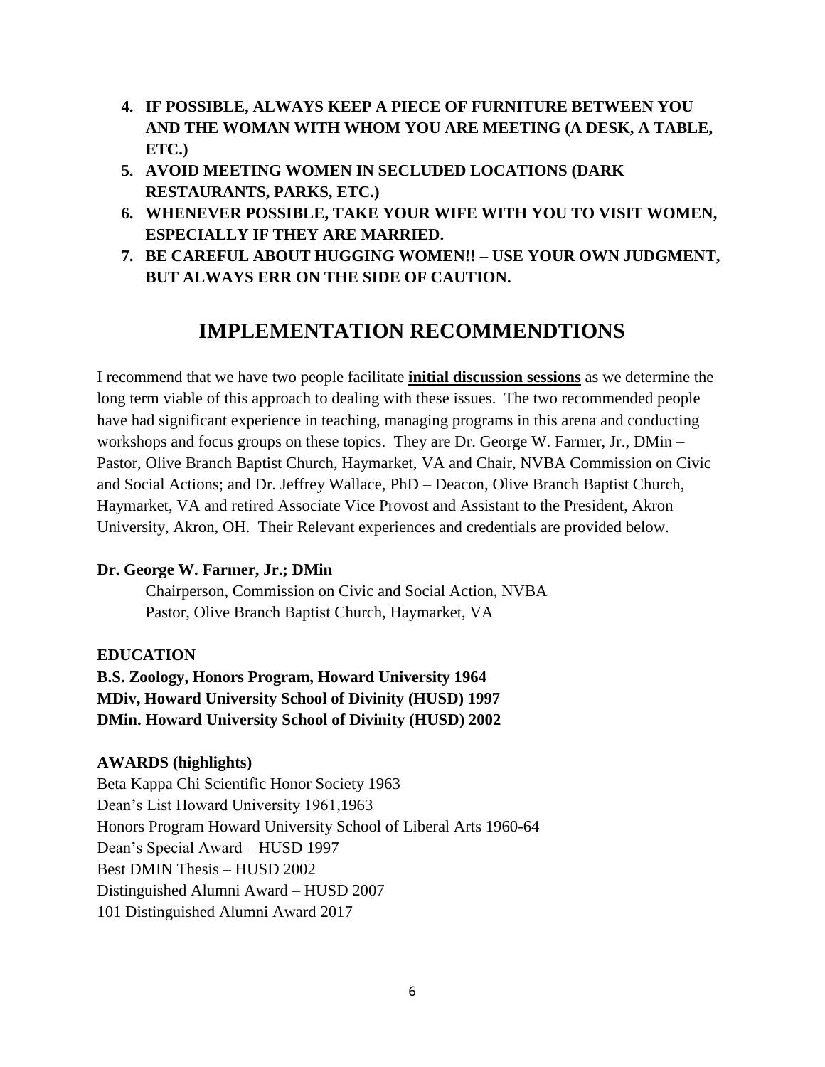4. **IF POSSIBLE, ALWAYS KEEP A PIECE OF FURNITURE BETWEEN YOU AND THE WOMAN WITH WHOM YOU ARE MEETING (A DESK, A TABLE, ETC.)**
5. **AVOID MEETING WOMEN IN SECLUDED LOCATIONS (DARK RESTAURANTS, PARKS, ETC.)**
6. **WHENEVER POSSIBLE, TAKE YOUR WIFE WITH YOU TO VISIT WOMEN, ESPECIALLY IF THEY ARE MARRIED.**
7. **BE CAREFUL ABOUT HUGGING WOMEN!! – USE YOUR OWN JUDGMENT, BUT ALWAYS ERR ON THE SIDE OF CAUTION.**

## IMPLEMENTATION RECOMMENDTIONS

I recommend that we have two people facilitate **initial discussion sessions** as we determine the long term viable of this approach to dealing with these issues. The two recommended people have had significant experience in teaching, managing programs in this arena and conducting workshops and focus groups on these topics. They are Dr. George W. Farmer, Jr., DMin – Pastor, Olive Branch Baptist Church, Haymarket, VA and Chair, NVBA Commission on Civic and Social Actions; and Dr. Jeffrey Wallace, PhD – Deacon, Olive Branch Baptist Church, Haymarket, VA and retired Associate Vice Provost and Assistant to the President, Akron University, Akron, OH. Their Relevant experiences and credentials are provided below.

**Dr. George W. Farmer, Jr.; DMin**

Chairperson, Commission on Civic and Social Action, NVBA
Pastor, Olive Branch Baptist Church, Haymarket, VA

**EDUCATION**

**B.S. Zoology, Honors Program, Howard University 1964**
**MDiv, Howard University School of Divinity (HUSD) 1997**
**DMin. Howard University School of Divinity (HUSD) 2002**

**AWARDS (highlights)**

Beta Kappa Chi Scientific Honor Society 1963
Dean's List Howard University 1961,1963
Honors Program Howard University School of Liberal Arts 1960-64
Dean's Special Award – HUSD 1997
Best DMIN Thesis – HUSD 2002
Distinguished Alumni Award – HUSD 2007
101 Distinguished Alumni Award 2017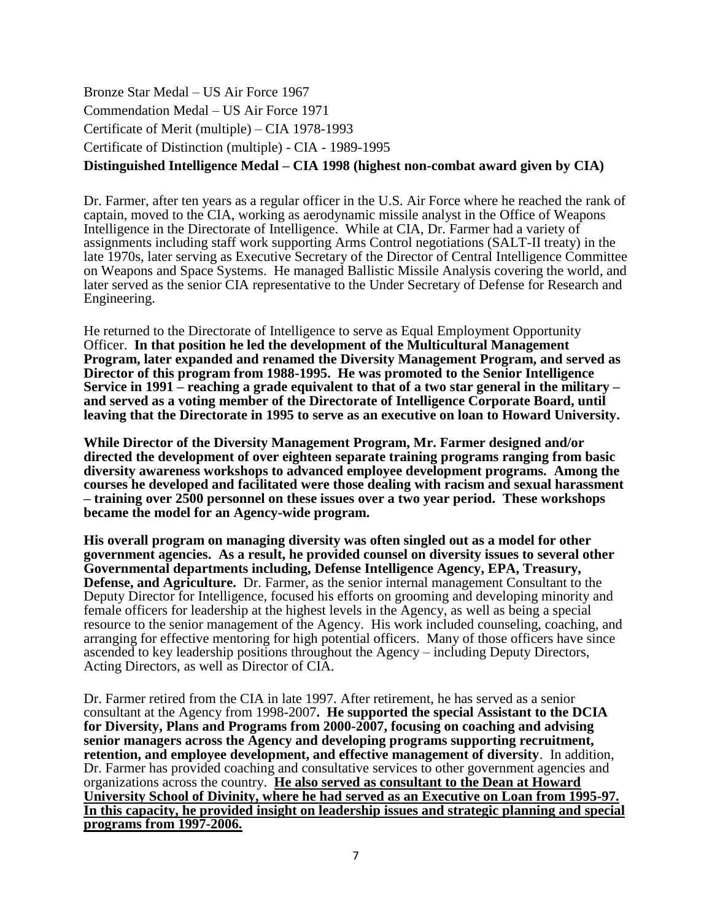Bronze Star Medal – US Air Force 1967

Commendation Medal – US Air Force 1971

Certificate of Merit (multiple) – CIA 1978-1993

Certificate of Distinction (multiple) - CIA - 1989-1995

**Distinguished Intelligence Medal – CIA 1998 (highest non-combat award given by CIA)**

Dr. Farmer, after ten years as a regular officer in the U.S. Air Force where he reached the rank of captain, moved to the CIA, working as aerodynamic missile analyst in the Office of Weapons Intelligence in the Directorate of Intelligence. While at CIA, Dr. Farmer had a variety of assignments including staff work supporting Arms Control negotiations (SALT-II treaty) in the late 1970s, later serving as Executive Secretary of the Director of Central Intelligence Committee on Weapons and Space Systems. He managed Ballistic Missile Analysis covering the world, and later served as the senior CIA representative to the Under Secretary of Defense for Research and Engineering.

He returned to the Directorate of Intelligence to serve as Equal Employment Opportunity Officer. **In that position he led the development of the Multicultural Management Program, later expanded and renamed the Diversity Management Program, and served as Director of this program from 1988-1995. He was promoted to the Senior Intelligence Service in 1991 – reaching a grade equivalent to that of a two star general in the military – and served as a voting member of the Directorate of Intelligence Corporate Board, until leaving that the Directorate in 1995 to serve as an executive on loan to Howard University.**

**While Director of the Diversity Management Program, Mr. Farmer designed and/or directed the development of over eighteen separate training programs ranging from basic diversity awareness workshops to advanced employee development programs. Among the courses he developed and facilitated were those dealing with racism and sexual harassment – training over 2500 personnel on these issues over a two year period. These workshops became the model for an Agency-wide program.**

**His overall program on managing diversity was often singled out as a model for other government agencies. As a result, he provided counsel on diversity issues to several other Governmental departments including, Defense Intelligence Agency, EPA, Treasury, Defense, and Agriculture.** Dr. Farmer, as the senior internal management Consultant to the Deputy Director for Intelligence, focused his efforts on grooming and developing minority and female officers for leadership at the highest levels in the Agency, as well as being a special resource to the senior management of the Agency. His work included counseling, coaching, and arranging for effective mentoring for high potential officers. Many of those officers have since ascended to key leadership positions throughout the Agency – including Deputy Directors, Acting Directors, as well as Director of CIA.

Dr. Farmer retired from the CIA in late 1997. After retirement, he has served as a senior consultant at the Agency from 1998-2007**. He supported the special Assistant to the DCIA for Diversity, Plans and Programs from 2000-2007, focusing on coaching and advising senior managers across the Agency and developing programs supporting recruitment, retention, and employee development, and effective management of diversity**. In addition, Dr. Farmer has provided coaching and consultative services to other government agencies and organizations across the country. **<u>He also served as consultant to the Dean at Howard University School of Divinity, where he had served as an Executive on Loan from 1995-97. In this capacity, he provided insight on leadership issues and strategic planning and special programs from 1997-2006.</u>**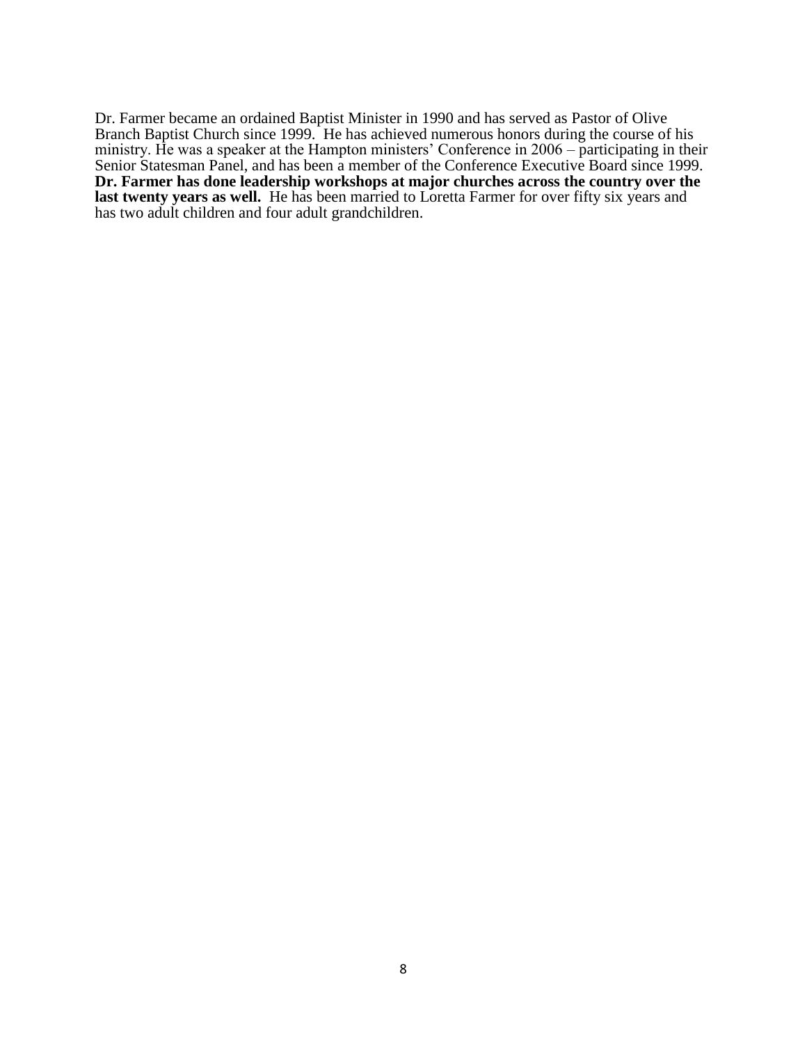Dr. Farmer became an ordained Baptist Minister in 1990 and has served as Pastor of Olive Branch Baptist Church since 1999. He has achieved numerous honors during the course of his ministry. He was a speaker at the Hampton ministers' Conference in 2006 – participating in their Senior Statesman Panel, and has been a member of the Conference Executive Board since 1999. **Dr. Farmer has done leadership workshops at major churches across the country over the last twenty years as well.** He has been married to Loretta Farmer for over fifty six years and has two adult children and four adult grandchildren.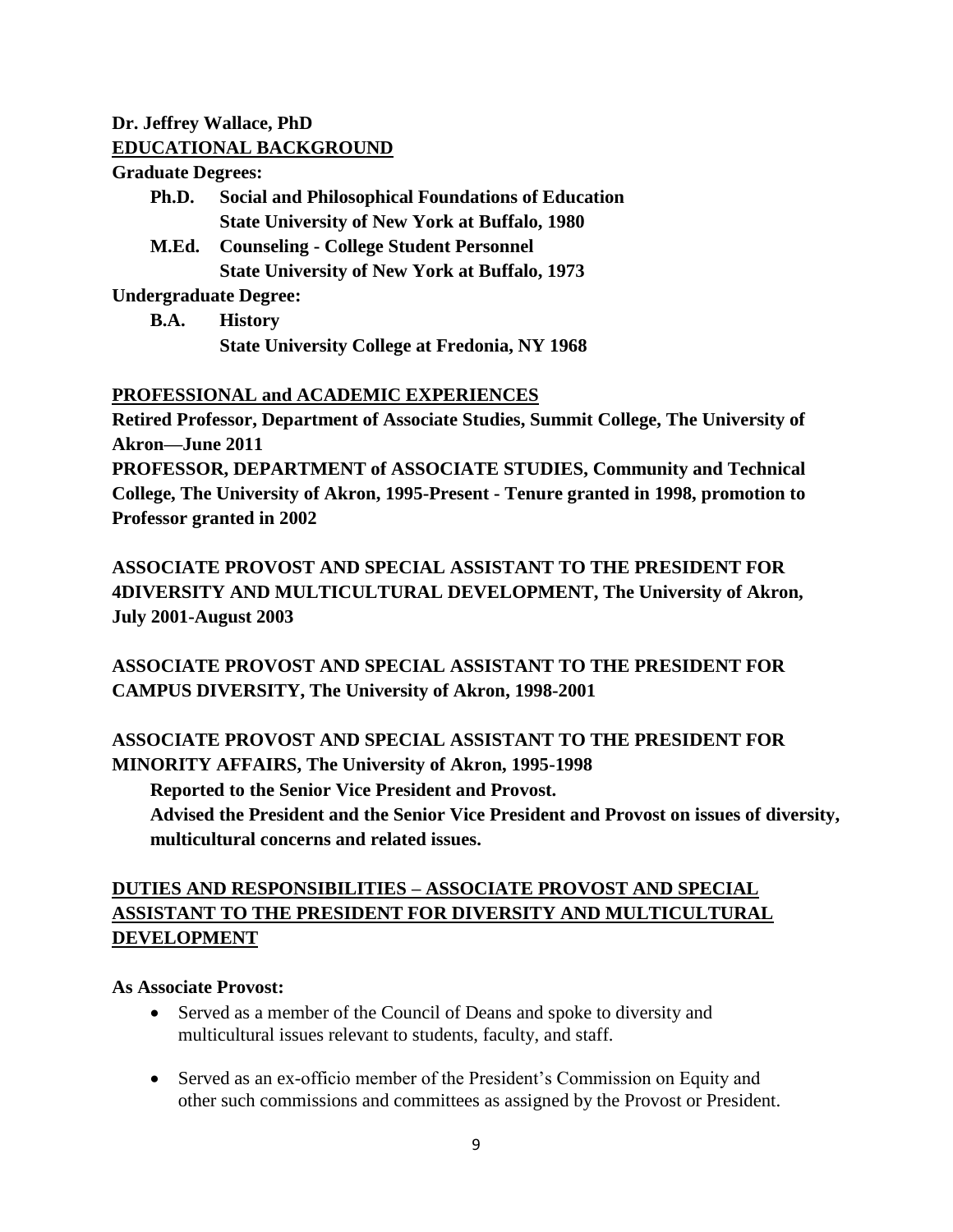**Dr. Jeffrey Wallace, PhD**

**EDUCATIONAL BACKGROUND**

**Graduate Degrees:**

- **Ph.D.** **Social and Philosophical Foundations of Education**
  **State University of New York at Buffalo, 1980**
- **M.Ed.** **Counseling - College Student Personnel**
  **State University of New York at Buffalo, 1973**

**Undergraduate Degree:**

- **B.A.** **History**
  **State University College at Fredonia, NY 1968**

**PROFESSIONAL and ACADEMIC EXPERIENCES**

**Retired Professor, Department of Associate Studies, Summit College, The University of Akron—June 2011**

**PROFESSOR, DEPARTMENT of ASSOCIATE STUDIES, Community and Technical College, The University of Akron, 1995-Present - Tenure granted in 1998, promotion to Professor granted in 2002**

**ASSOCIATE PROVOST AND SPECIAL ASSISTANT TO THE PRESIDENT FOR 4DIVERSITY AND MULTICULTURAL DEVELOPMENT, The University of Akron, July 2001-August 2003**

**ASSOCIATE PROVOST AND SPECIAL ASSISTANT TO THE PRESIDENT FOR CAMPUS DIVERSITY, The University of Akron, 1998-2001**

**ASSOCIATE PROVOST AND SPECIAL ASSISTANT TO THE PRESIDENT FOR MINORITY AFFAIRS, The University of Akron, 1995-1998**

**Reported to the Senior Vice President and Provost.**

**Advised the President and the Senior Vice President and Provost on issues of diversity, multicultural concerns and related issues.**

**DUTIES AND RESPONSIBILITIES – ASSOCIATE PROVOST AND SPECIAL ASSISTANT TO THE PRESIDENT FOR DIVERSITY AND MULTICULTURAL DEVELOPMENT**

**As Associate Provost:**

- Served as a member of the Council of Deans and spoke to diversity and multicultural issues relevant to students, faculty, and staff.
- Served as an ex-officio member of the President's Commission on Equity and other such commissions and committees as assigned by the Provost or President.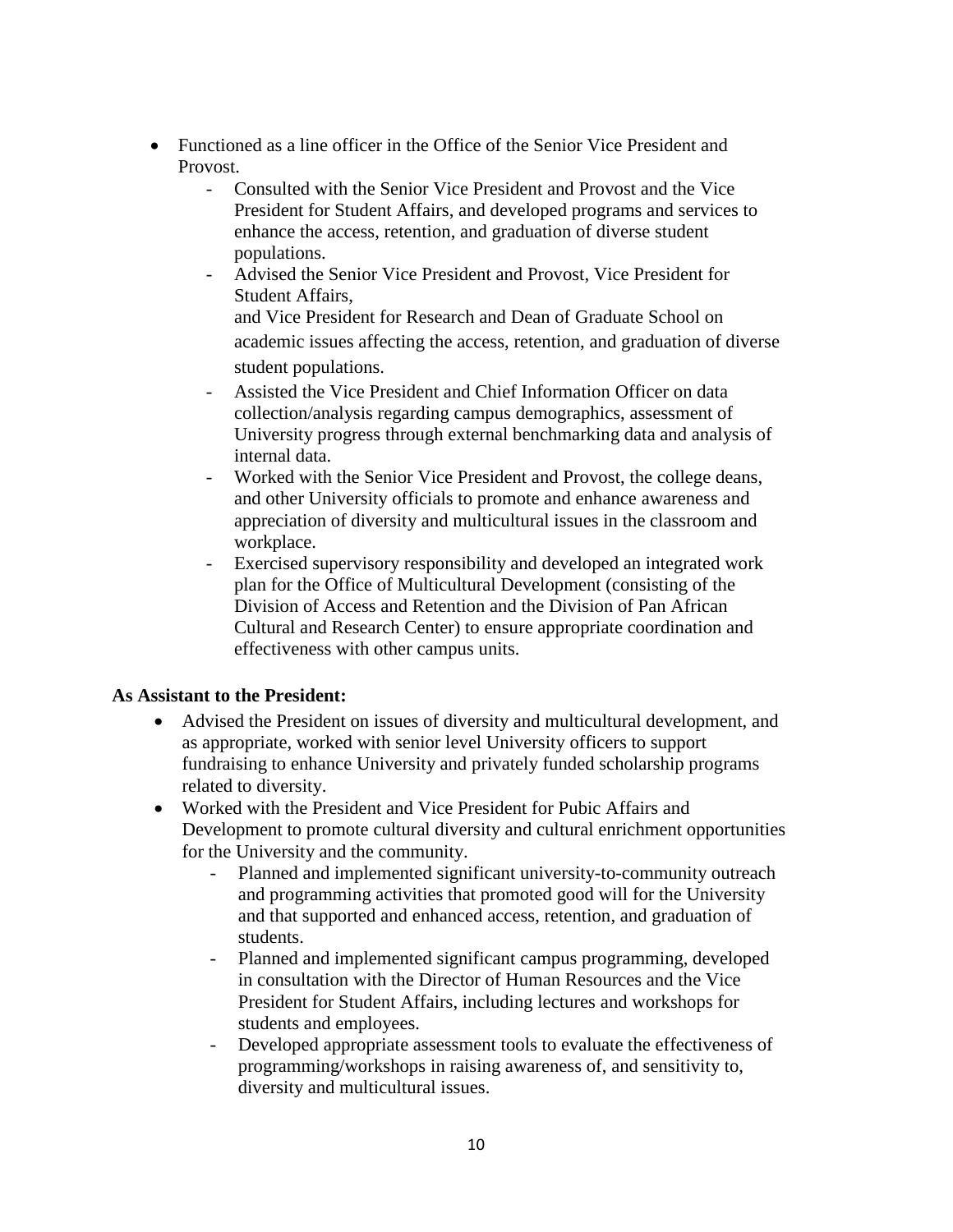- Functioned as a line officer in the Office of the Senior Vice President and Provost.
    - Consulted with the Senior Vice President and Provost and the Vice President for Student Affairs, and developed programs and services to enhance the access, retention, and graduation of diverse student populations.
    - Advised the Senior Vice President and Provost, Vice President for Student Affairs, and Vice President for Research and Dean of Graduate School on academic issues affecting the access, retention, and graduation of diverse student populations.
    - Assisted the Vice President and Chief Information Officer on data collection/analysis regarding campus demographics, assessment of University progress through external benchmarking data and analysis of internal data.
    - Worked with the Senior Vice President and Provost, the college deans, and other University officials to promote and enhance awareness and appreciation of diversity and multicultural issues in the classroom and workplace.
    - Exercised supervisory responsibility and developed an integrated work plan for the Office of Multicultural Development (consisting of the Division of Access and Retention and the Division of Pan African Cultural and Research Center) to ensure appropriate coordination and effectiveness with other campus units.

**As Assistant to the President:**

- Advised the President on issues of diversity and multicultural development, and as appropriate, worked with senior level University officers to support fundraising to enhance University and privately funded scholarship programs related to diversity.
- Worked with the President and Vice President for Pubic Affairs and Development to promote cultural diversity and cultural enrichment opportunities for the University and the community.
    - Planned and implemented significant university-to-community outreach and programming activities that promoted good will for the University and that supported and enhanced access, retention, and graduation of students.
    - Planned and implemented significant campus programming, developed in consultation with the Director of Human Resources and the Vice President for Student Affairs, including lectures and workshops for students and employees.
    - Developed appropriate assessment tools to evaluate the effectiveness of programming/workshops in raising awareness of, and sensitivity to, diversity and multicultural issues.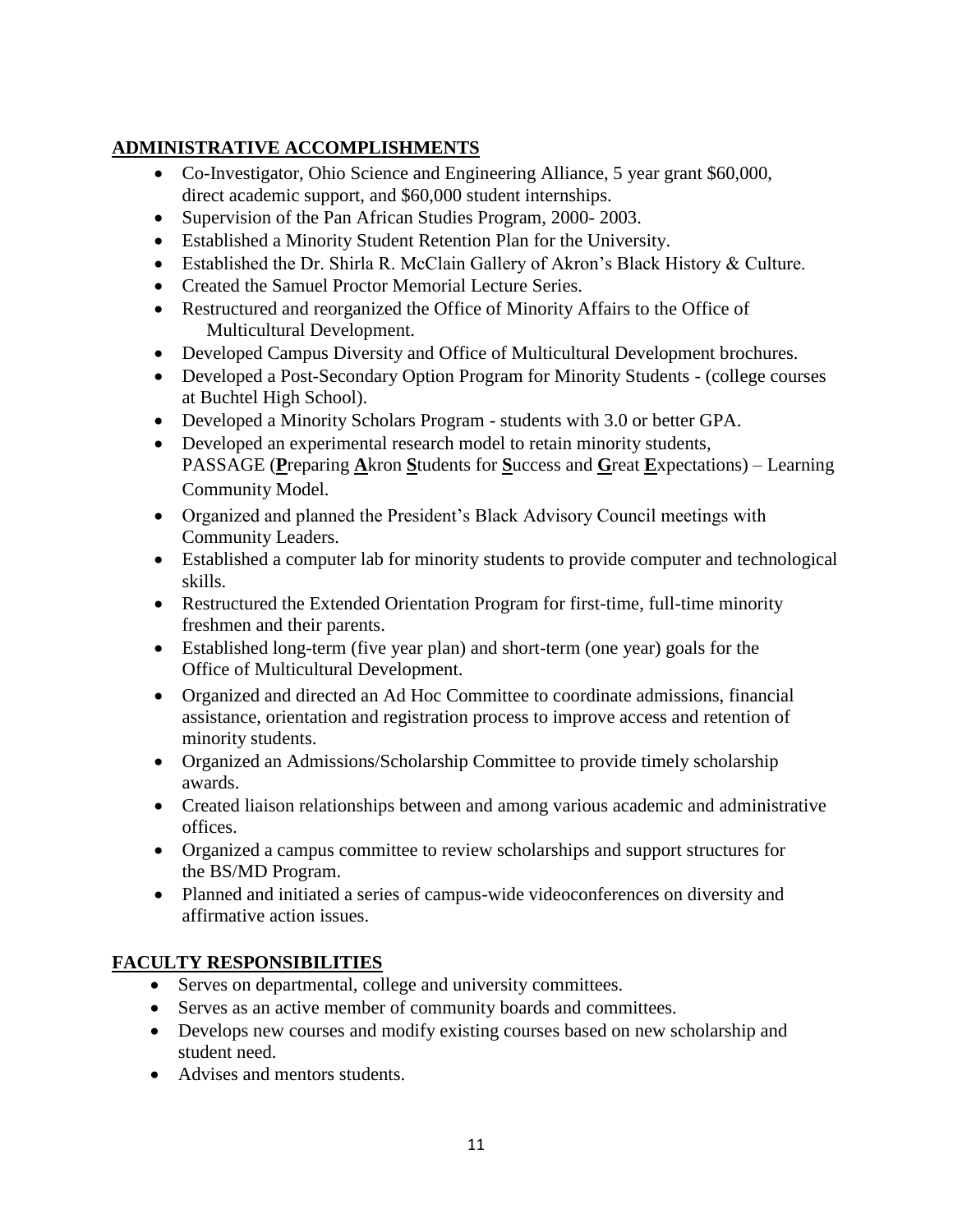## ADMINISTRATIVE ACCOMPLISHMENTS

- Co-Investigator, Ohio Science and Engineering Alliance, 5 year grant $60,000, direct academic support, and $60,000 student internships.
- Supervision of the Pan African Studies Program, 2000- 2003.
- Established a Minority Student Retention Plan for the University.
- Established the Dr. Shirla R. McClain Gallery of Akron's Black History & Culture.
- Created the Samuel Proctor Memorial Lecture Series.
- Restructured and reorganized the Office of Minority Affairs to the Office of Multicultural Development.
- Developed Campus Diversity and Office of Multicultural Development brochures.
- Developed a Post-Secondary Option Program for Minority Students - (college courses at Buchtel High School).
- Developed a Minority Scholars Program - students with 3.0 or better GPA.
- Developed an experimental research model to retain minority students, PASSAGE (**P**reparing **A**kron **S**tudents for **S**uccess and **G**reat **E**xpectations) – Learning Community Model.
- Organized and planned the President's Black Advisory Council meetings with Community Leaders.
- Established a computer lab for minority students to provide computer and technological skills.
- Restructured the Extended Orientation Program for first-time, full-time minority freshmen and their parents.
- Established long-term (five year plan) and short-term (one year) goals for the Office of Multicultural Development.
- Organized and directed an Ad Hoc Committee to coordinate admissions, financial assistance, orientation and registration process to improve access and retention of minority students.
- Organized an Admissions/Scholarship Committee to provide timely scholarship awards.
- Created liaison relationships between and among various academic and administrative offices.
- Organized a campus committee to review scholarships and support structures for the BS/MD Program.
- Planned and initiated a series of campus-wide videoconferences on diversity and affirmative action issues.

## FACULTY RESPONSIBILITIES

- Serves on departmental, college and university committees.
- Serves as an active member of community boards and committees.
- Develops new courses and modify existing courses based on new scholarship and student need.
- Advises and mentors students.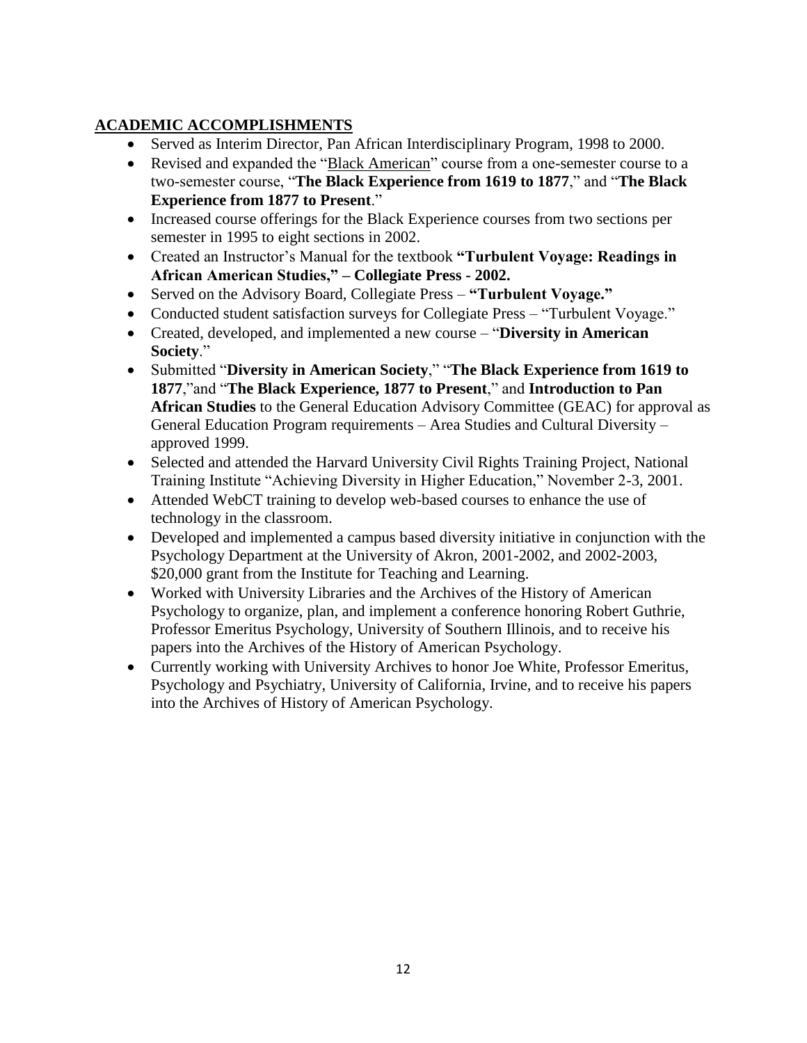## ACADEMIC ACCOMPLISHMENTS

- Served as Interim Director, Pan African Interdisciplinary Program, 1998 to 2000.
- Revised and expanded the "Black American" course from a one-semester course to a two-semester course, "**The Black Experience from 1619 to 1877**," and "**The Black Experience from 1877 to Present**."
- Increased course offerings for the Black Experience courses from two sections per semester in 1995 to eight sections in 2002.
- Created an Instructor's Manual for the textbook **"Turbulent Voyage: Readings in African American Studies," – Collegiate Press - 2002.**
- Served on the Advisory Board, Collegiate Press – **"Turbulent Voyage."**
- Conducted student satisfaction surveys for Collegiate Press – "Turbulent Voyage."
- Created, developed, and implemented a new course – "**Diversity in American Society**."
- Submitted "**Diversity in American Society**," "**The Black Experience from 1619 to 1877**,"and "**The Black Experience, 1877 to Present**," and **Introduction to Pan African Studies** to the General Education Advisory Committee (GEAC) for approval as General Education Program requirements – Area Studies and Cultural Diversity – approved 1999.
- Selected and attended the Harvard University Civil Rights Training Project, National Training Institute "Achieving Diversity in Higher Education," November 2-3, 2001.
- Attended WebCT training to develop web-based courses to enhance the use of technology in the classroom.
- Developed and implemented a campus based diversity initiative in conjunction with the Psychology Department at the University of Akron, 2001-2002, and 2002-2003, $20,000 grant from the Institute for Teaching and Learning.
- Worked with University Libraries and the Archives of the History of American Psychology to organize, plan, and implement a conference honoring Robert Guthrie, Professor Emeritus Psychology, University of Southern Illinois, and to receive his papers into the Archives of the History of American Psychology.
- Currently working with University Archives to honor Joe White, Professor Emeritus, Psychology and Psychiatry, University of California, Irvine, and to receive his papers into the Archives of History of American Psychology.